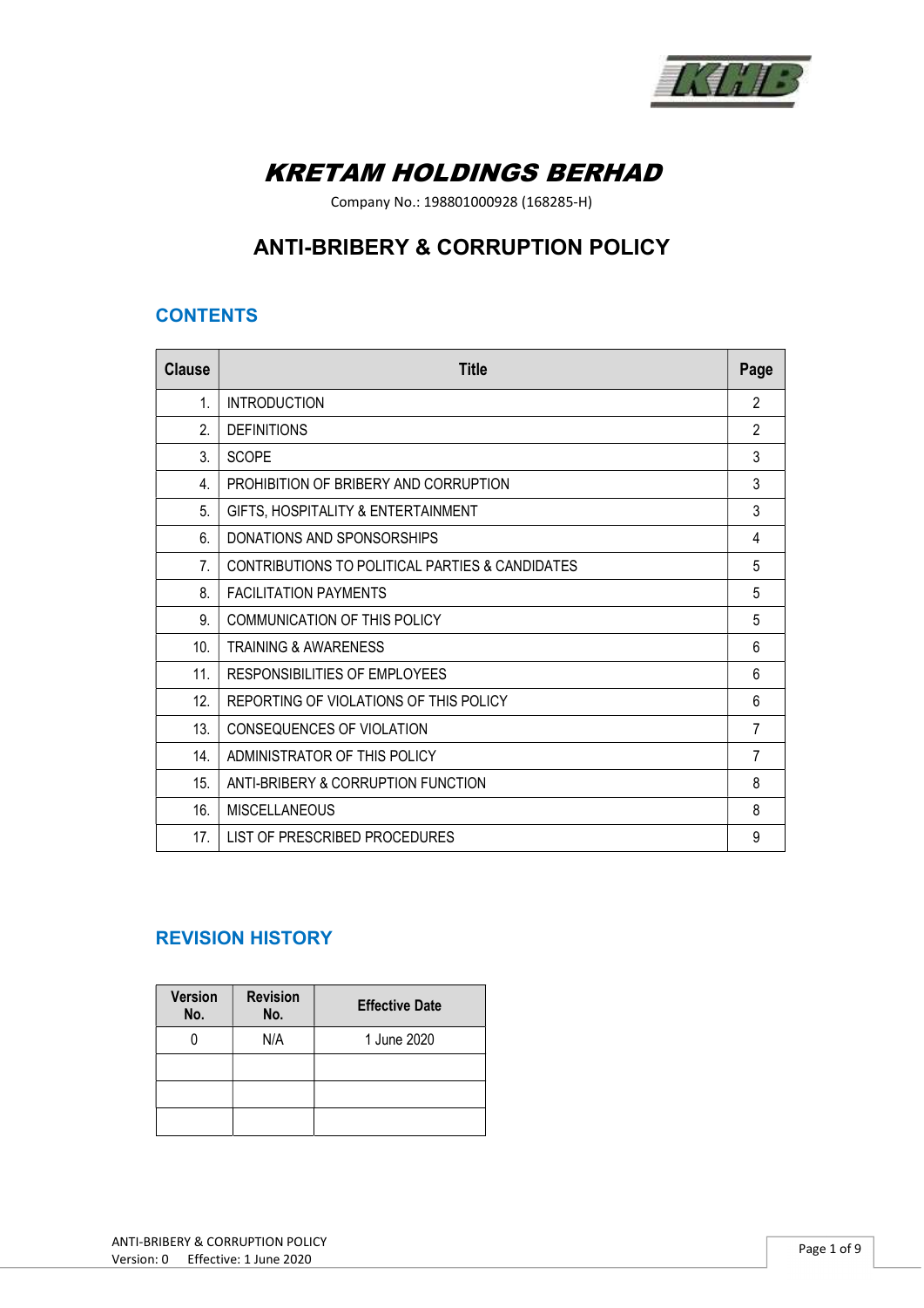# KRETAM HOLDINGS BERHAD

Company No.: 198801000928 (168285-H)

## ANTI-BRIBERY & CORRUPTION POLICY

### CONTENTS

| Clause | Title | Page |
|---|---|---|
| 1. | INTRODUCTION | 2 |
| 2. | DEFINITIONS | 2 |
| 3. | SCOPE | 3 |
| 4. | PROHIBITION OF BRIBERY AND CORRUPTION | 3 |
| 5. | GIFTS, HOSPITALITY & ENTERTAINMENT | 3 |
| 6. | DONATIONS AND SPONSORSHIPS | 4 |
| 7. | CONTRIBUTIONS TO POLITICAL PARTIES & CANDIDATES | 5 |
| 8. | FACILITATION PAYMENTS | 5 |
| 9. | COMMUNICATION OF THIS POLICY | 5 |
| 10. | TRAINING & AWARENESS | 6 |
| 11. | RESPONSIBILITIES OF EMPLOYEES | 6 |
| 12. | REPORTING OF VIOLATIONS OF THIS POLICY | 6 |
| 13. | CONSEQUENCES OF VIOLATION | 7 |
| 14. | ADMINISTRATOR OF THIS POLICY | 7 |
| 15. | ANTI-BRIBERY & CORRUPTION FUNCTION | 8 |
| 16. | MISCELLANEOUS | 8 |
| 17. | LIST OF PRESCRIBED PROCEDURES | 9 |

### REVISION HISTORY

| Version No. | Revision No. | Effective Date |
|---|---|---|
| 0 | N/A | 1 June 2020 |
| | | |
| | | |
| | | |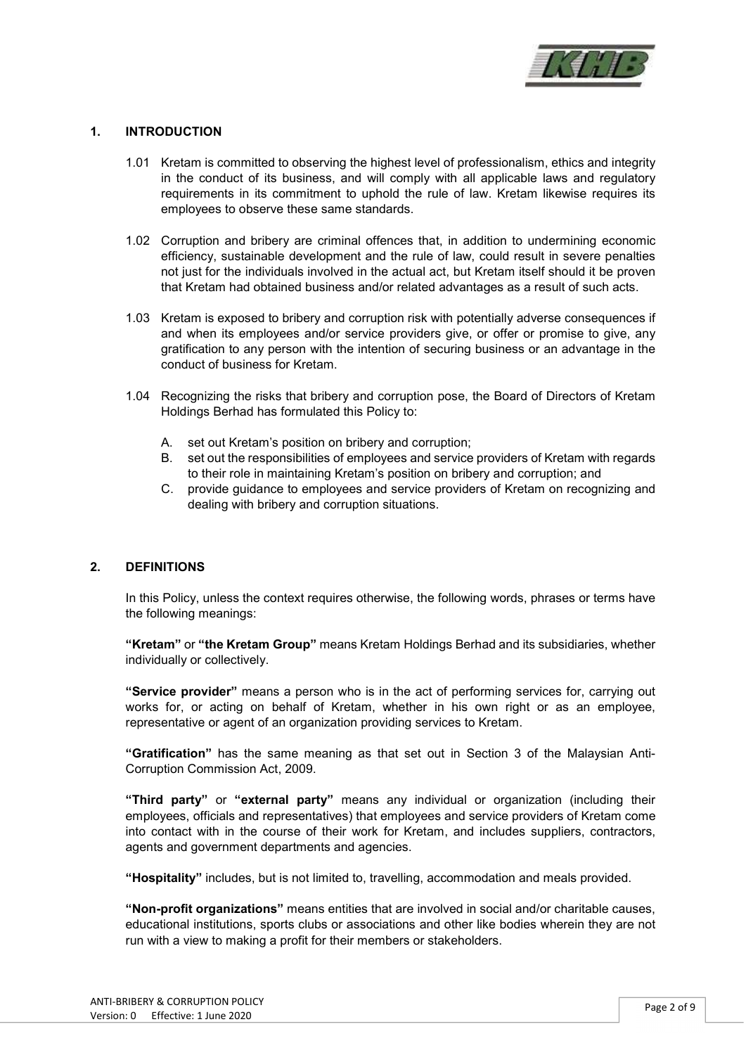## 1. INTRODUCTION

1.01 Kretam is committed to observing the highest level of professionalism, ethics and integrity in the conduct of its business, and will comply with all applicable laws and regulatory requirements in its commitment to uphold the rule of law. Kretam likewise requires its employees to observe these same standards.

1.02 Corruption and bribery are criminal offences that, in addition to undermining economic efficiency, sustainable development and the rule of law, could result in severe penalties not just for the individuals involved in the actual act, but Kretam itself should it be proven that Kretam had obtained business and/or related advantages as a result of such acts.

1.03 Kretam is exposed to bribery and corruption risk with potentially adverse consequences if and when its employees and/or service providers give, or offer or promise to give, any gratification to any person with the intention of securing business or an advantage in the conduct of business for Kretam.

1.04 Recognizing the risks that bribery and corruption pose, the Board of Directors of Kretam Holdings Berhad has formulated this Policy to:

A. set out Kretam's position on bribery and corruption;

B. set out the responsibilities of employees and service providers of Kretam with regards to their role in maintaining Kretam's position on bribery and corruption; and

C. provide guidance to employees and service providers of Kretam on recognizing and dealing with bribery and corruption situations.

## 2. DEFINITIONS

In this Policy, unless the context requires otherwise, the following words, phrases or terms have the following meanings:

**"Kretam"** or **"the Kretam Group"** means Kretam Holdings Berhad and its subsidiaries, whether individually or collectively.

**"Service provider"** means a person who is in the act of performing services for, carrying out works for, or acting on behalf of Kretam, whether in his own right or as an employee, representative or agent of an organization providing services to Kretam.

**"Gratification"** has the same meaning as that set out in Section 3 of the Malaysian Anti-Corruption Commission Act, 2009.

**"Third party"** or **"external party"** means any individual or organization (including their employees, officials and representatives) that employees and service providers of Kretam come into contact with in the course of their work for Kretam, and includes suppliers, contractors, agents and government departments and agencies.

**"Hospitality"** includes, but is not limited to, travelling, accommodation and meals provided.

**"Non-profit organizations"** means entities that are involved in social and/or charitable causes, educational institutions, sports clubs or associations and other like bodies wherein they are not run with a view to making a profit for their members or stakeholders.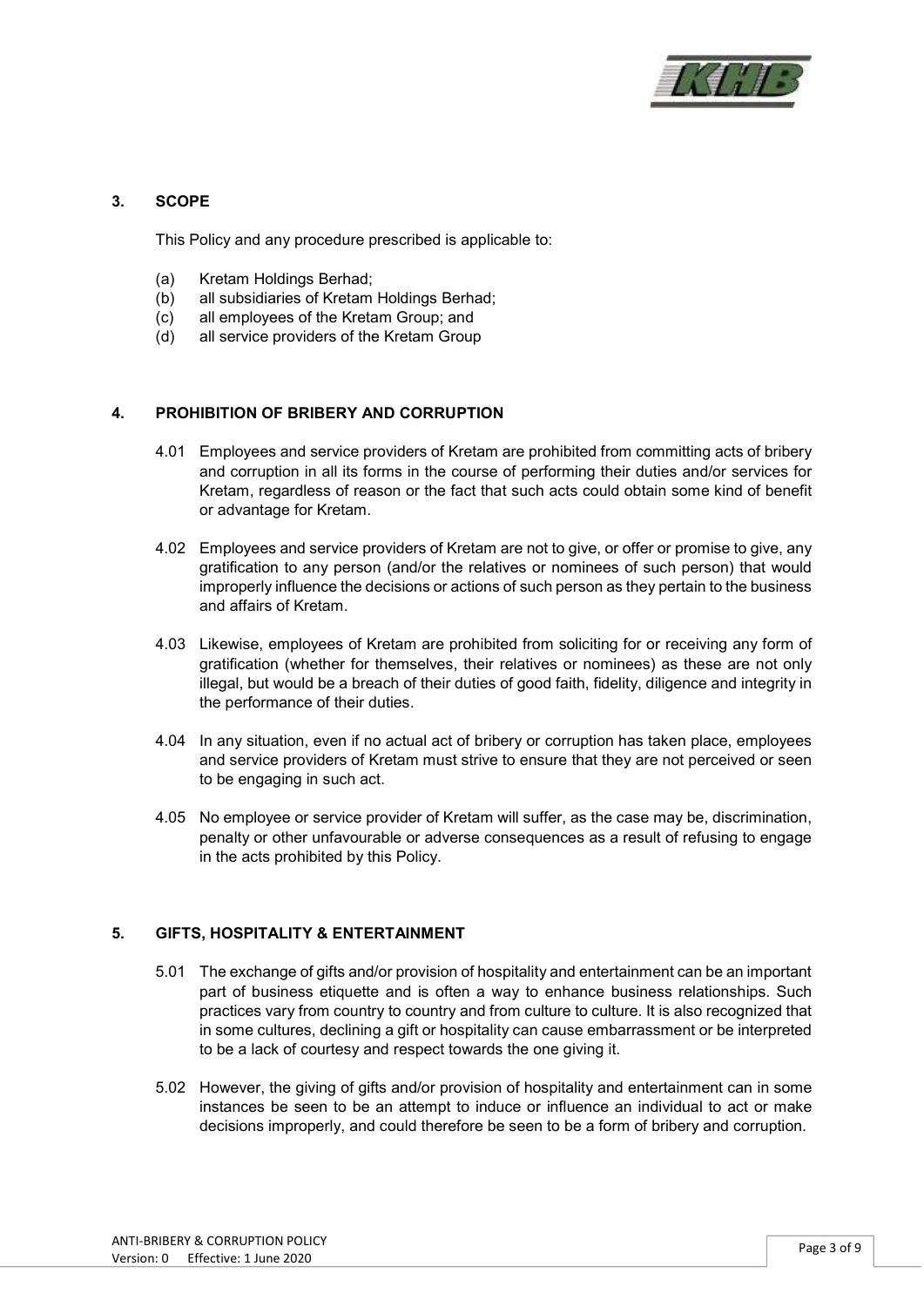## 3. SCOPE

This Policy and any procedure prescribed is applicable to:

(a) Kretam Holdings Berhad;
(b) all subsidiaries of Kretam Holdings Berhad;
(c) all employees of the Kretam Group; and
(d) all service providers of the Kretam Group

## 4. PROHIBITION OF BRIBERY AND CORRUPTION

4.01 Employees and service providers of Kretam are prohibited from committing acts of bribery and corruption in all its forms in the course of performing their duties and/or services for Kretam, regardless of reason or the fact that such acts could obtain some kind of benefit or advantage for Kretam.

4.02 Employees and service providers of Kretam are not to give, or offer or promise to give, any gratification to any person (and/or the relatives or nominees of such person) that would improperly influence the decisions or actions of such person as they pertain to the business and affairs of Kretam.

4.03 Likewise, employees of Kretam are prohibited from soliciting for or receiving any form of gratification (whether for themselves, their relatives or nominees) as these are not only illegal, but would be a breach of their duties of good faith, fidelity, diligence and integrity in the performance of their duties.

4.04 In any situation, even if no actual act of bribery or corruption has taken place, employees and service providers of Kretam must strive to ensure that they are not perceived or seen to be engaging in such act.

4.05 No employee or service provider of Kretam will suffer, as the case may be, discrimination, penalty or other unfavourable or adverse consequences as a result of refusing to engage in the acts prohibited by this Policy.

## 5. GIFTS, HOSPITALITY & ENTERTAINMENT

5.01 The exchange of gifts and/or provision of hospitality and entertainment can be an important part of business etiquette and is often a way to enhance business relationships. Such practices vary from country to country and from culture to culture. It is also recognized that in some cultures, declining a gift or hospitality can cause embarrassment or be interpreted to be a lack of courtesy and respect towards the one giving it.

5.02 However, the giving of gifts and/or provision of hospitality and entertainment can in some instances be seen to be an attempt to induce or influence an individual to act or make decisions improperly, and could therefore be seen to be a form of bribery and corruption.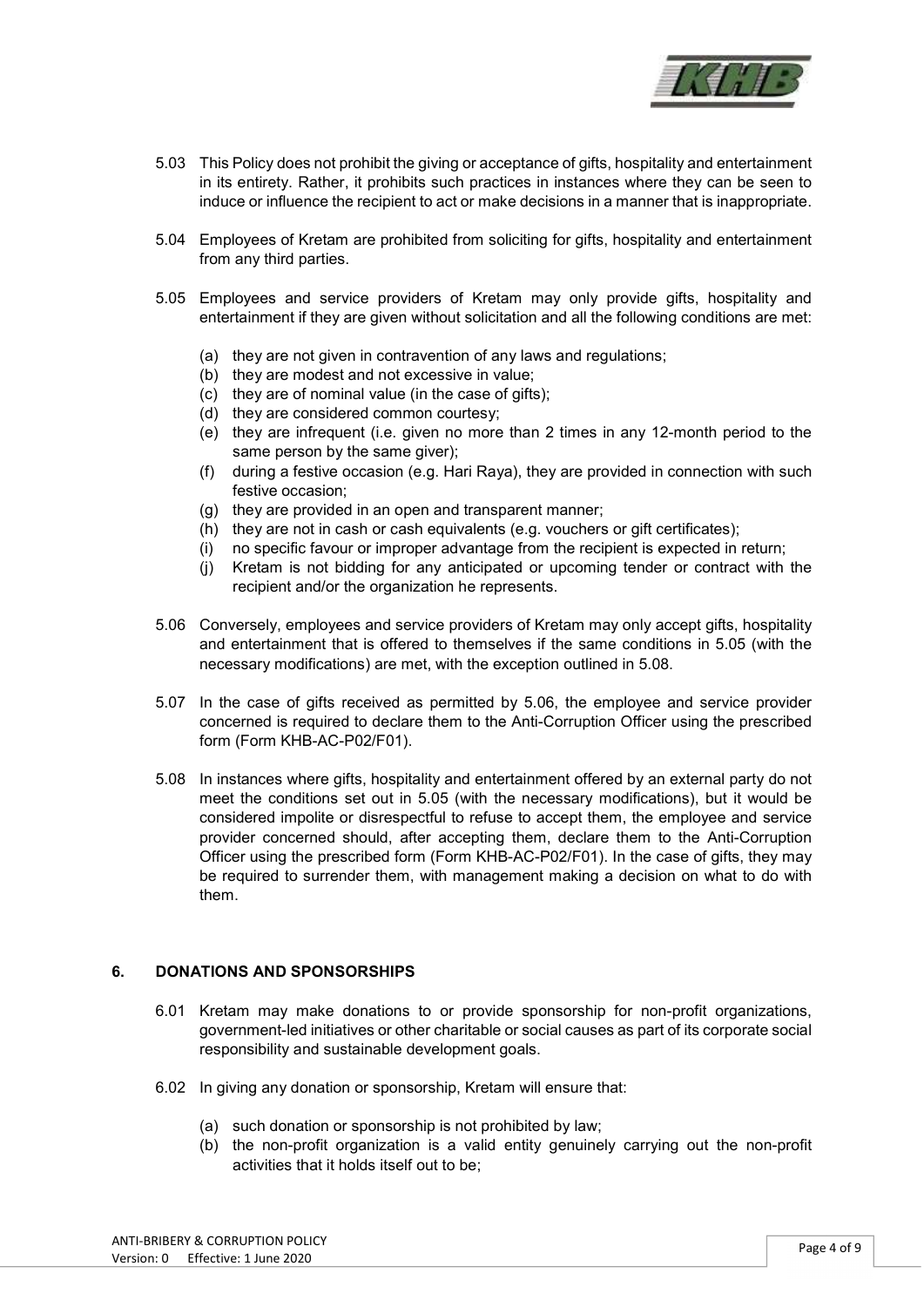5.03 This Policy does not prohibit the giving or acceptance of gifts, hospitality and entertainment in its entirety. Rather, it prohibits such practices in instances where they can be seen to induce or influence the recipient to act or make decisions in a manner that is inappropriate.

5.04 Employees of Kretam are prohibited from soliciting for gifts, hospitality and entertainment from any third parties.

5.05 Employees and service providers of Kretam may only provide gifts, hospitality and entertainment if they are given without solicitation and all the following conditions are met:

- (a) they are not given in contravention of any laws and regulations;
- (b) they are modest and not excessive in value;
- (c) they are of nominal value (in the case of gifts);
- (d) they are considered common courtesy;
- (e) they are infrequent (i.e. given no more than 2 times in any 12-month period to the same person by the same giver);
- (f) during a festive occasion (e.g. Hari Raya), they are provided in connection with such festive occasion;
- (g) they are provided in an open and transparent manner;
- (h) they are not in cash or cash equivalents (e.g. vouchers or gift certificates);
- (i) no specific favour or improper advantage from the recipient is expected in return;
- (j) Kretam is not bidding for any anticipated or upcoming tender or contract with the recipient and/or the organization he represents.

5.06 Conversely, employees and service providers of Kretam may only accept gifts, hospitality and entertainment that is offered to themselves if the same conditions in 5.05 (with the necessary modifications) are met, with the exception outlined in 5.08.

5.07 In the case of gifts received as permitted by 5.06, the employee and service provider concerned is required to declare them to the Anti-Corruption Officer using the prescribed form (Form KHB-AC-P02/F01).

5.08 In instances where gifts, hospitality and entertainment offered by an external party do not meet the conditions set out in 5.05 (with the necessary modifications), but it would be considered impolite or disrespectful to refuse to accept them, the employee and service provider concerned should, after accepting them, declare them to the Anti-Corruption Officer using the prescribed form (Form KHB-AC-P02/F01). In the case of gifts, they may be required to surrender them, with management making a decision on what to do with them.

## 6. DONATIONS AND SPONSORSHIPS

6.01 Kretam may make donations to or provide sponsorship for non-profit organizations, government-led initiatives or other charitable or social causes as part of its corporate social responsibility and sustainable development goals.

6.02 In giving any donation or sponsorship, Kretam will ensure that:

- (a) such donation or sponsorship is not prohibited by law;
- (b) the non-profit organization is a valid entity genuinely carrying out the non-profit activities that it holds itself out to be;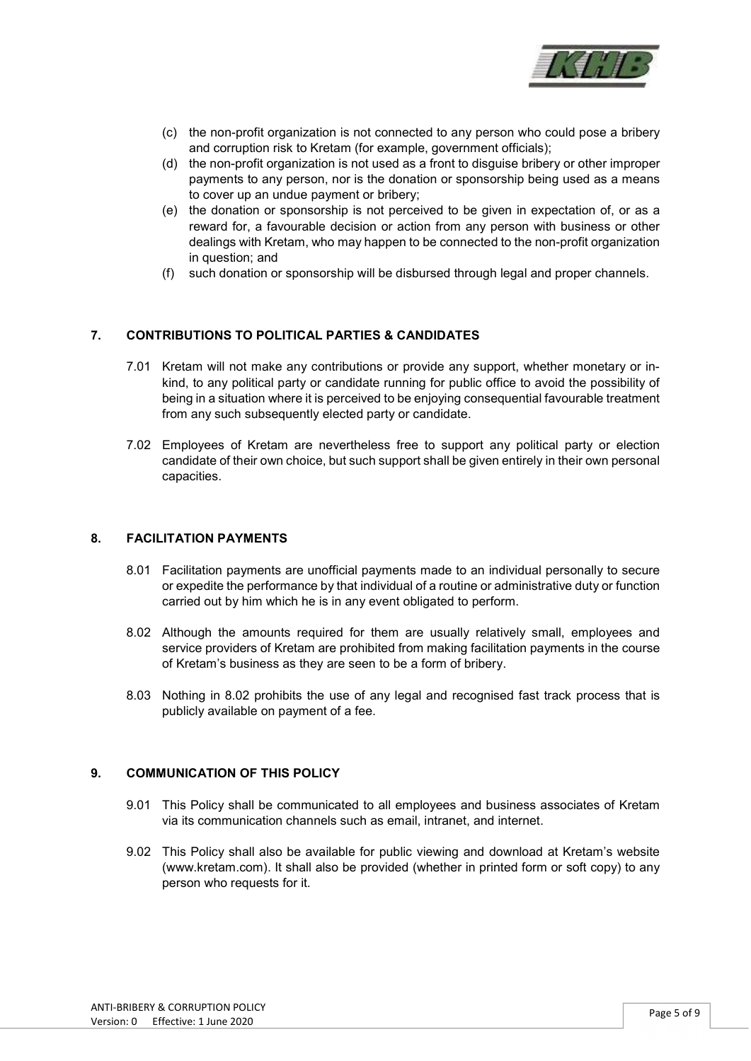(c) the non-profit organization is not connected to any person who could pose a bribery and corruption risk to Kretam (for example, government officials);

(d) the non-profit organization is not used as a front to disguise bribery or other improper payments to any person, nor is the donation or sponsorship being used as a means to cover up an undue payment or bribery;

(e) the donation or sponsorship is not perceived to be given in expectation of, or as a reward for, a favourable decision or action from any person with business or other dealings with Kretam, who may happen to be connected to the non-profit organization in question; and

(f) such donation or sponsorship will be disbursed through legal and proper channels.

## 7. CONTRIBUTIONS TO POLITICAL PARTIES & CANDIDATES

7.01 Kretam will not make any contributions or provide any support, whether monetary or in-kind, to any political party or candidate running for public office to avoid the possibility of being in a situation where it is perceived to be enjoying consequential favourable treatment from any such subsequently elected party or candidate.

7.02 Employees of Kretam are nevertheless free to support any political party or election candidate of their own choice, but such support shall be given entirely in their own personal capacities.

## 8. FACILITATION PAYMENTS

8.01 Facilitation payments are unofficial payments made to an individual personally to secure or expedite the performance by that individual of a routine or administrative duty or function carried out by him which he is in any event obligated to perform.

8.02 Although the amounts required for them are usually relatively small, employees and service providers of Kretam are prohibited from making facilitation payments in the course of Kretam's business as they are seen to be a form of bribery.

8.03 Nothing in 8.02 prohibits the use of any legal and recognised fast track process that is publicly available on payment of a fee.

## 9. COMMUNICATION OF THIS POLICY

9.01 This Policy shall be communicated to all employees and business associates of Kretam via its communication channels such as email, intranet, and internet.

9.02 This Policy shall also be available for public viewing and download at Kretam's website (www.kretam.com). It shall also be provided (whether in printed form or soft copy) to any person who requests for it.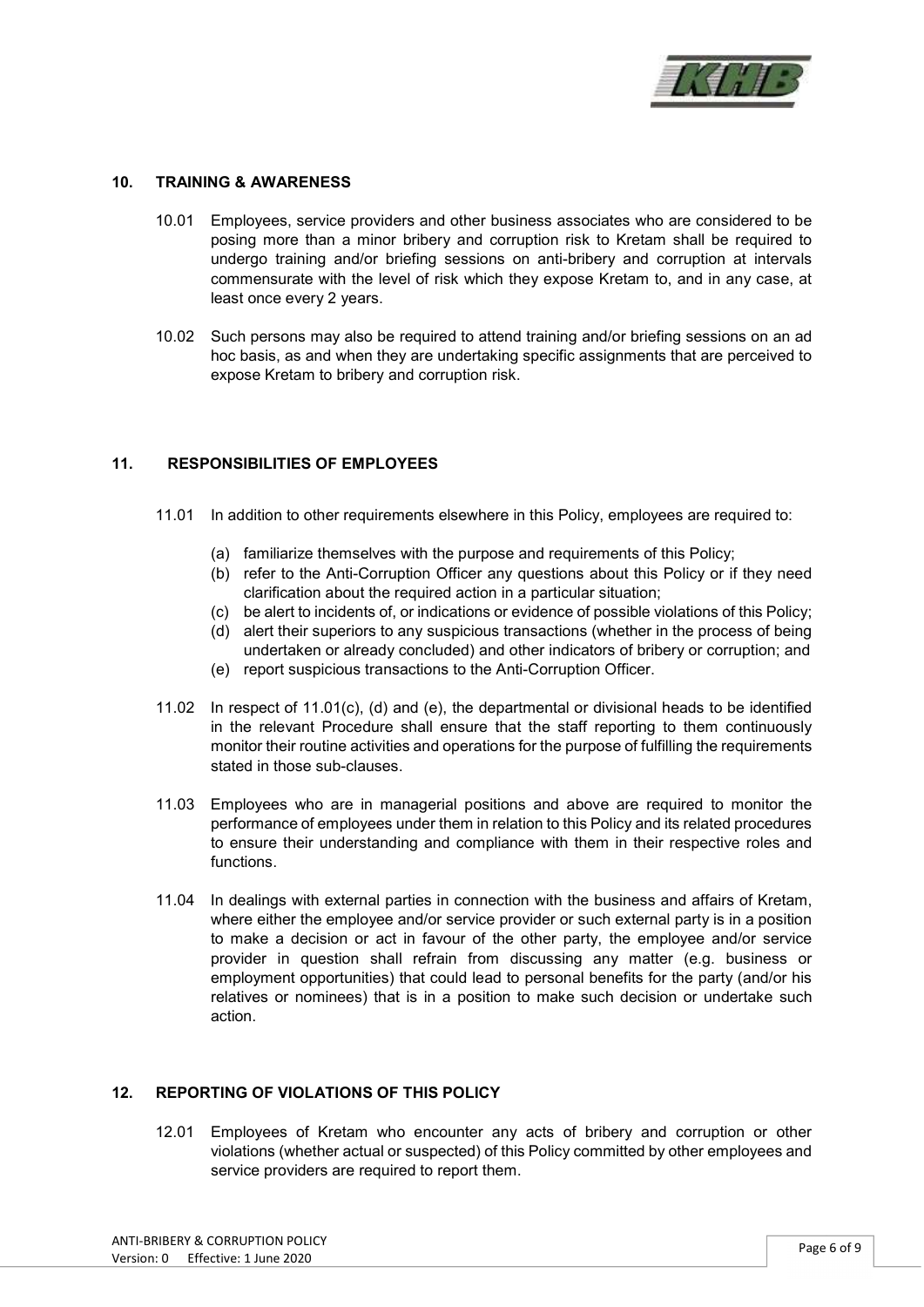## 10. TRAINING & AWARENESS

10.01 Employees, service providers and other business associates who are considered to be posing more than a minor bribery and corruption risk to Kretam shall be required to undergo training and/or briefing sessions on anti-bribery and corruption at intervals commensurate with the level of risk which they expose Kretam to, and in any case, at least once every 2 years.

10.02 Such persons may also be required to attend training and/or briefing sessions on an ad hoc basis, as and when they are undertaking specific assignments that are perceived to expose Kretam to bribery and corruption risk.

## 11. RESPONSIBILITIES OF EMPLOYEES

11.01 In addition to other requirements elsewhere in this Policy, employees are required to:

(a) familiarize themselves with the purpose and requirements of this Policy;
(b) refer to the Anti-Corruption Officer any questions about this Policy or if they need clarification about the required action in a particular situation;
(c) be alert to incidents of, or indications or evidence of possible violations of this Policy;
(d) alert their superiors to any suspicious transactions (whether in the process of being undertaken or already concluded) and other indicators of bribery or corruption; and
(e) report suspicious transactions to the Anti-Corruption Officer.

11.02 In respect of 11.01(c), (d) and (e), the departmental or divisional heads to be identified in the relevant Procedure shall ensure that the staff reporting to them continuously monitor their routine activities and operations for the purpose of fulfilling the requirements stated in those sub-clauses.

11.03 Employees who are in managerial positions and above are required to monitor the performance of employees under them in relation to this Policy and its related procedures to ensure their understanding and compliance with them in their respective roles and functions.

11.04 In dealings with external parties in connection with the business and affairs of Kretam, where either the employee and/or service provider or such external party is in a position to make a decision or act in favour of the other party, the employee and/or service provider in question shall refrain from discussing any matter (e.g. business or employment opportunities) that could lead to personal benefits for the party (and/or his relatives or nominees) that is in a position to make such decision or undertake such action.

## 12. REPORTING OF VIOLATIONS OF THIS POLICY

12.01 Employees of Kretam who encounter any acts of bribery and corruption or other violations (whether actual or suspected) of this Policy committed by other employees and service providers are required to report them.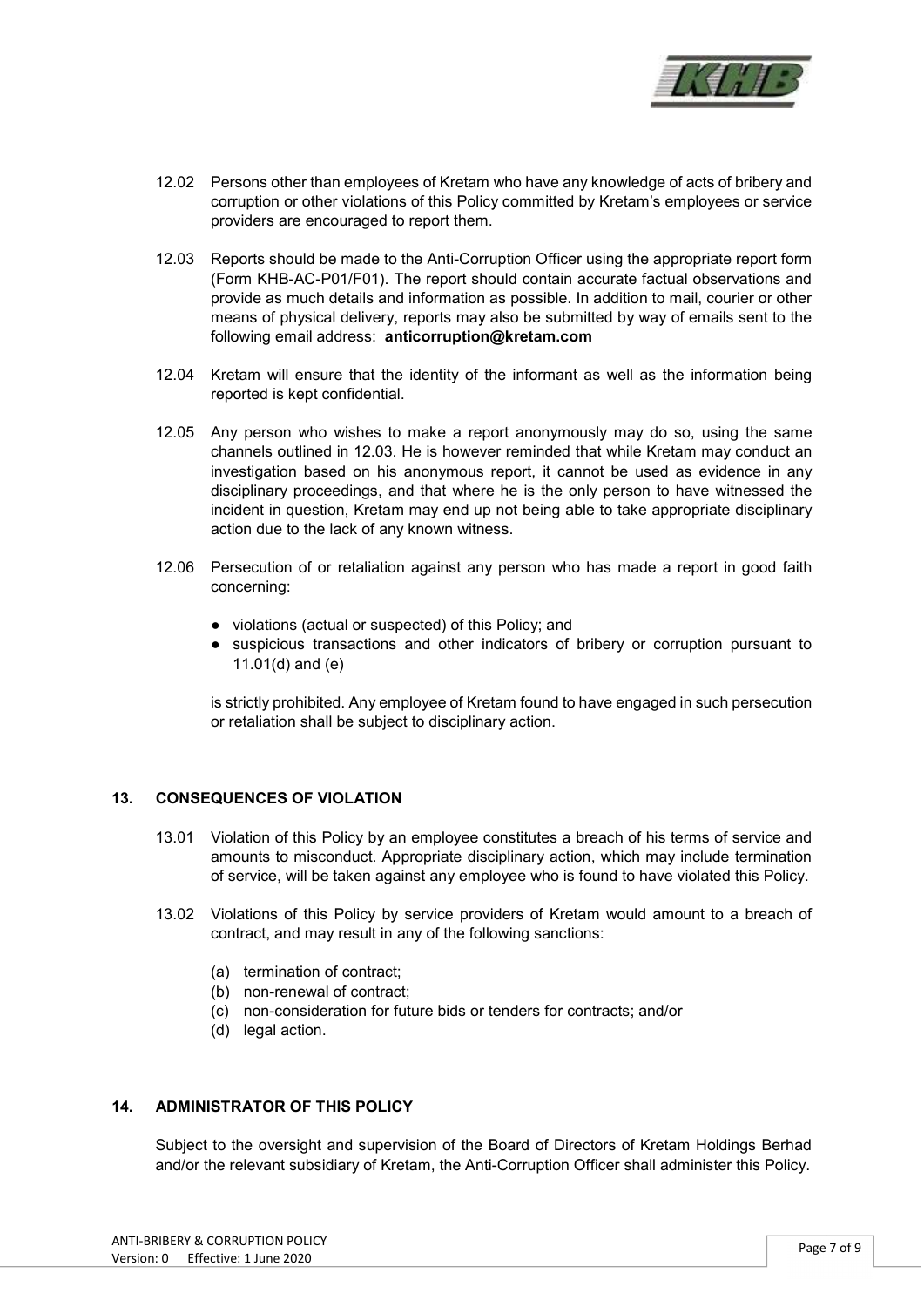12.02 Persons other than employees of Kretam who have any knowledge of acts of bribery and corruption or other violations of this Policy committed by Kretam's employees or service providers are encouraged to report them.

12.03 Reports should be made to the Anti-Corruption Officer using the appropriate report form (Form KHB-AC-P01/F01). The report should contain accurate factual observations and provide as much details and information as possible. In addition to mail, courier or other means of physical delivery, reports may also be submitted by way of emails sent to the following email address: **anticorruption@kretam.com**

12.04 Kretam will ensure that the identity of the informant as well as the information being reported is kept confidential.

12.05 Any person who wishes to make a report anonymously may do so, using the same channels outlined in 12.03. He is however reminded that while Kretam may conduct an investigation based on his anonymous report, it cannot be used as evidence in any disciplinary proceedings, and that where he is the only person to have witnessed the incident in question, Kretam may end up not being able to take appropriate disciplinary action due to the lack of any known witness.

12.06 Persecution of or retaliation against any person who has made a report in good faith concerning:

- violations (actual or suspected) of this Policy; and
- suspicious transactions and other indicators of bribery or corruption pursuant to 11.01(d) and (e)

is strictly prohibited. Any employee of Kretam found to have engaged in such persecution or retaliation shall be subject to disciplinary action.

## 13. CONSEQUENCES OF VIOLATION

13.01 Violation of this Policy by an employee constitutes a breach of his terms of service and amounts to misconduct. Appropriate disciplinary action, which may include termination of service, will be taken against any employee who is found to have violated this Policy.

13.02 Violations of this Policy by service providers of Kretam would amount to a breach of contract, and may result in any of the following sanctions:

(a) termination of contract;
(b) non-renewal of contract;
(c) non-consideration for future bids or tenders for contracts; and/or
(d) legal action.

## 14. ADMINISTRATOR OF THIS POLICY

Subject to the oversight and supervision of the Board of Directors of Kretam Holdings Berhad and/or the relevant subsidiary of Kretam, the Anti-Corruption Officer shall administer this Policy.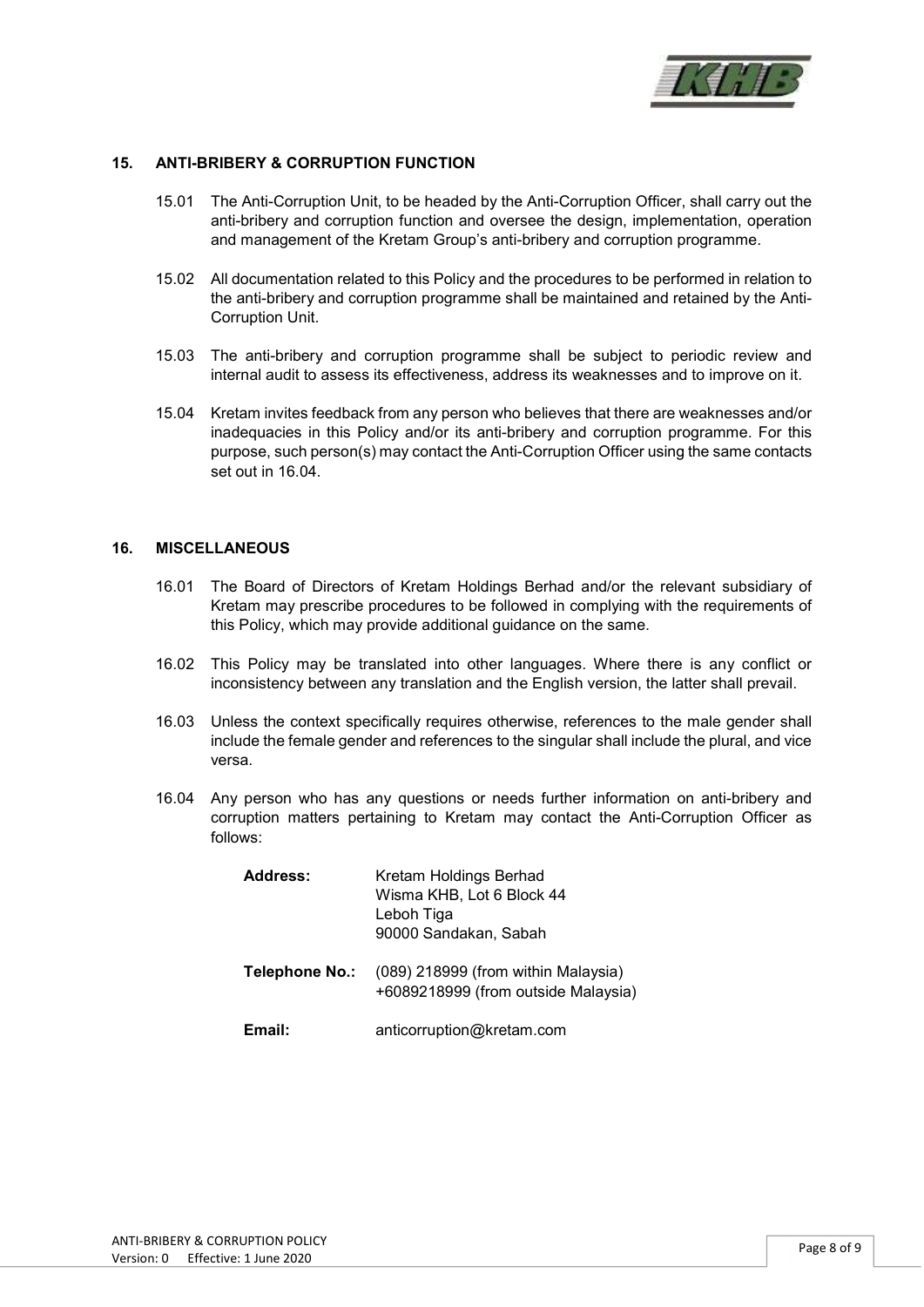## 15. ANTI-BRIBERY & CORRUPTION FUNCTION

15.01 The Anti-Corruption Unit, to be headed by the Anti-Corruption Officer, shall carry out the anti-bribery and corruption function and oversee the design, implementation, operation and management of the Kretam Group's anti-bribery and corruption programme.

15.02 All documentation related to this Policy and the procedures to be performed in relation to the anti-bribery and corruption programme shall be maintained and retained by the Anti-Corruption Unit.

15.03 The anti-bribery and corruption programme shall be subject to periodic review and internal audit to assess its effectiveness, address its weaknesses and to improve on it.

15.04 Kretam invites feedback from any person who believes that there are weaknesses and/or inadequacies in this Policy and/or its anti-bribery and corruption programme. For this purpose, such person(s) may contact the Anti-Corruption Officer using the same contacts set out in 16.04.

## 16. MISCELLANEOUS

16.01 The Board of Directors of Kretam Holdings Berhad and/or the relevant subsidiary of Kretam may prescribe procedures to be followed in complying with the requirements of this Policy, which may provide additional guidance on the same.

16.02 This Policy may be translated into other languages. Where there is any conflict or inconsistency between any translation and the English version, the latter shall prevail.

16.03 Unless the context specifically requires otherwise, references to the male gender shall include the female gender and references to the singular shall include the plural, and vice versa.

16.04 Any person who has any questions or needs further information on anti-bribery and corruption matters pertaining to Kretam may contact the Anti-Corruption Officer as follows:

**Address:** Kretam Holdings Berhad
Wisma KHB, Lot 6 Block 44
Leboh Tiga
90000 Sandakan, Sabah

**Telephone No.:** (089) 218999 (from within Malaysia)
+6089218999 (from outside Malaysia)

**Email:** anticorruption@kretam.com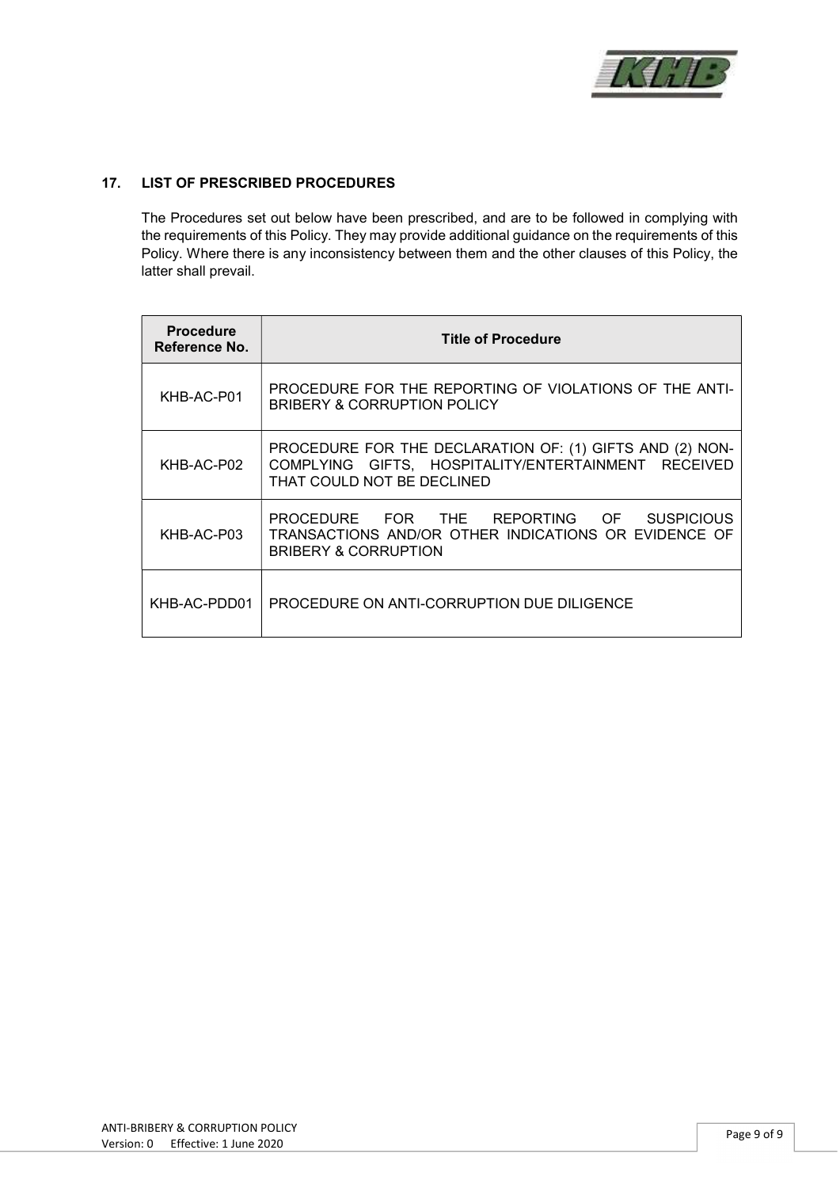## 17. LIST OF PRESCRIBED PROCEDURES

The Procedures set out below have been prescribed, and are to be followed in complying with the requirements of this Policy. They may provide additional guidance on the requirements of this Policy. Where there is any inconsistency between them and the other clauses of this Policy, the latter shall prevail.

| Procedure Reference No. | Title of Procedure |
|---|---|
| KHB-AC-P01 | PROCEDURE FOR THE REPORTING OF VIOLATIONS OF THE ANTI-BRIBERY & CORRUPTION POLICY |
| KHB-AC-P02 | PROCEDURE FOR THE DECLARATION OF: (1) GIFTS AND (2) NON-COMPLYING GIFTS, HOSPITALITY/ENTERTAINMENT RECEIVED THAT COULD NOT BE DECLINED |
| KHB-AC-P03 | PROCEDURE FOR THE REPORTING OF SUSPICIOUS TRANSACTIONS AND/OR OTHER INDICATIONS OR EVIDENCE OF BRIBERY & CORRUPTION |
| KHB-AC-PDD01 | PROCEDURE ON ANTI-CORRUPTION DUE DILIGENCE |